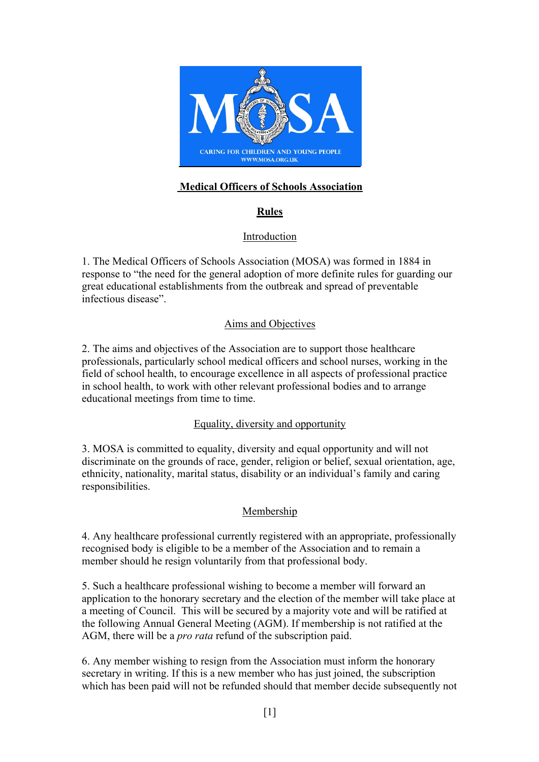# Medical Officers of Schools Association

## Rules

### Introduction

1. The Medical Officers of Schools Association (MOSA) was formed in 1884 in response to "the need for the general adoption of more definite rules for guarding our great educational establishments from the outbreak and spread of preventable infectious disease".

### Aims and Objectives

2. The aims and objectives of the Association are to support those healthcare professionals, particularly school medical officers and school nurses, working in the field of school health, to encourage excellence in all aspects of professional practice in school health, to work with other relevant professional bodies and to arrange educational meetings from time to time.

### Equality, diversity and opportunity

3. MOSA is committed to equality, diversity and equal opportunity and will not discriminate on the grounds of race, gender, religion or belief, sexual orientation, age, ethnicity, nationality, marital status, disability or an individual's family and caring responsibilities.

### Membership

4. Any healthcare professional currently registered with an appropriate, professionally recognised body is eligible to be a member of the Association and to remain a member should he resign voluntarily from that professional body.

5. Such a healthcare professional wishing to become a member will forward an application to the honorary secretary and the election of the member will take place at a meeting of Council. This will be secured by a majority vote and will be ratified at the following Annual General Meeting (AGM). If membership is not ratified at the AGM, there will be a *pro rata* refund of the subscription paid.

6. Any member wishing to resign from the Association must inform the honorary secretary in writing. If this is a new member who has just joined, the subscription which has been paid will not be refunded should that member decide subsequently not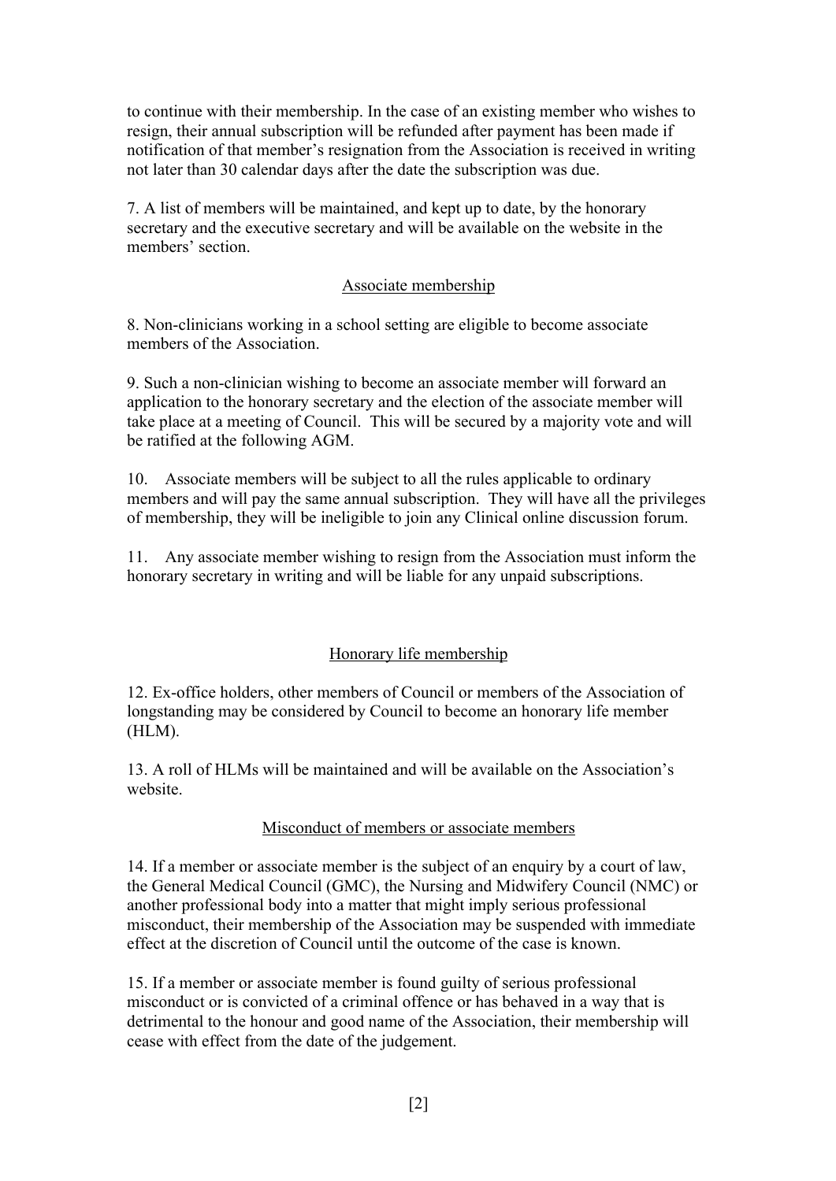to continue with their membership. In the case of an existing member who wishes to resign, their annual subscription will be refunded after payment has been made if notification of that member's resignation from the Association is received in writing not later than 30 calendar days after the date the subscription was due.

7. A list of members will be maintained, and kept up to date, by the honorary secretary and the executive secretary and will be available on the website in the members' section.

## Associate membership

8. Non-clinicians working in a school setting are eligible to become associate members of the Association.

9. Such a non-clinician wishing to become an associate member will forward an application to the honorary secretary and the election of the associate member will take place at a meeting of Council. This will be secured by a majority vote and will be ratified at the following AGM.

10. Associate members will be subject to all the rules applicable to ordinary members and will pay the same annual subscription. They will have all the privileges of membership, they will be ineligible to join any Clinical online discussion forum.

11. Any associate member wishing to resign from the Association must inform the honorary secretary in writing and will be liable for any unpaid subscriptions.

## Honorary life membership

12. Ex-office holders, other members of Council or members of the Association of longstanding may be considered by Council to become an honorary life member (HLM).

13. A roll of HLMs will be maintained and will be available on the Association's website.

## Misconduct of members or associate members

14. If a member or associate member is the subject of an enquiry by a court of law, the General Medical Council (GMC), the Nursing and Midwifery Council (NMC) or another professional body into a matter that might imply serious professional misconduct, their membership of the Association may be suspended with immediate effect at the discretion of Council until the outcome of the case is known.

15. If a member or associate member is found guilty of serious professional misconduct or is convicted of a criminal offence or has behaved in a way that is detrimental to the honour and good name of the Association, their membership will cease with effect from the date of the judgement.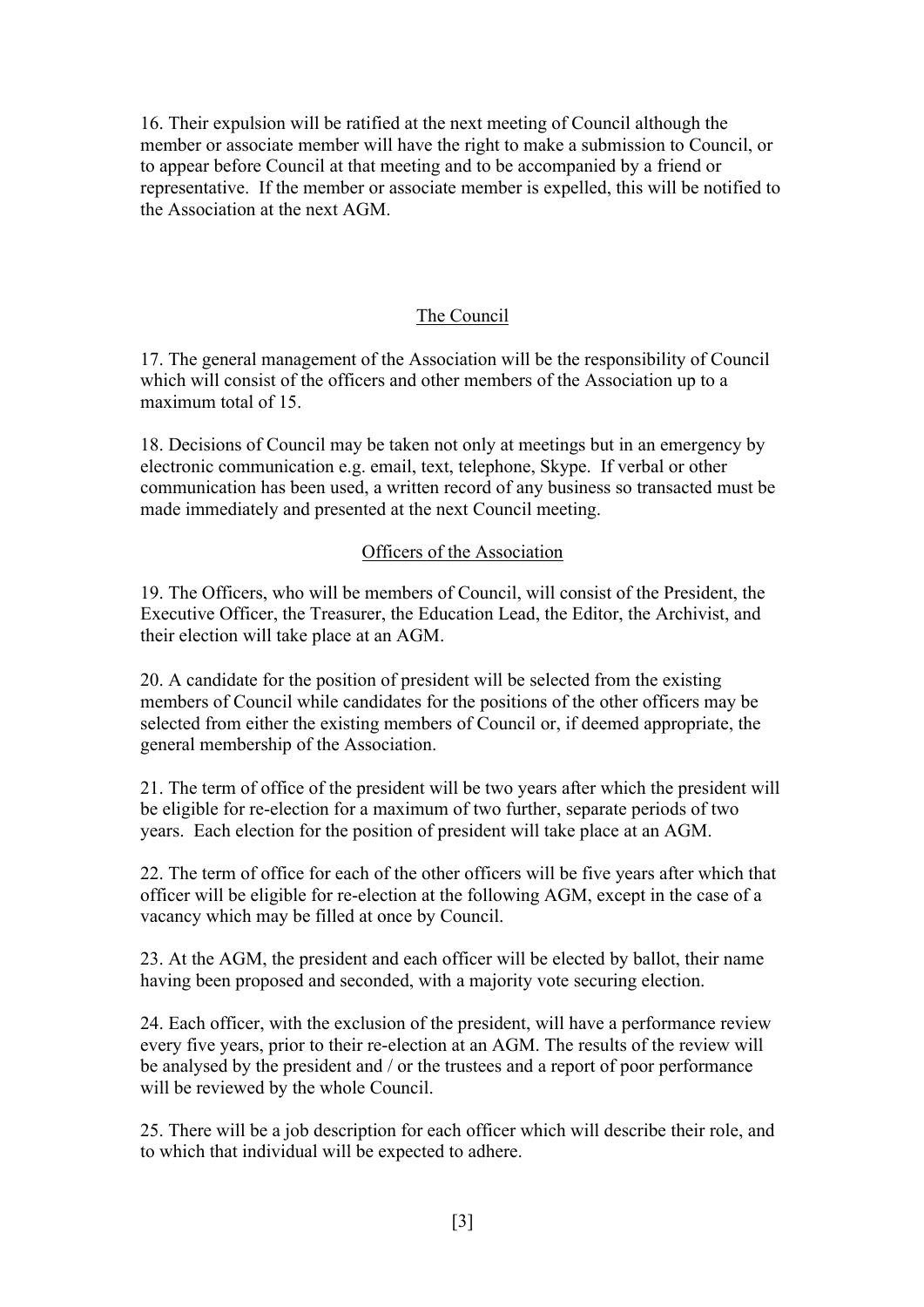16. Their expulsion will be ratified at the next meeting of Council although the member or associate member will have the right to make a submission to Council, or to appear before Council at that meeting and to be accompanied by a friend or representative. If the member or associate member is expelled, this will be notified to the Association at the next AGM.

## The Council

17. The general management of the Association will be the responsibility of Council which will consist of the officers and other members of the Association up to a maximum total of 15.

18. Decisions of Council may be taken not only at meetings but in an emergency by electronic communication e.g. email, text, telephone, Skype. If verbal or other communication has been used, a written record of any business so transacted must be made immediately and presented at the next Council meeting.

## Officers of the Association

19. The Officers, who will be members of Council, will consist of the President, the Executive Officer, the Treasurer, the Education Lead, the Editor, the Archivist, and their election will take place at an AGM.

20. A candidate for the position of president will be selected from the existing members of Council while candidates for the positions of the other officers may be selected from either the existing members of Council or, if deemed appropriate, the general membership of the Association.

21. The term of office of the president will be two years after which the president will be eligible for re-election for a maximum of two further, separate periods of two years. Each election for the position of president will take place at an AGM.

22. The term of office for each of the other officers will be five years after which that officer will be eligible for re-election at the following AGM, except in the case of a vacancy which may be filled at once by Council.

23. At the AGM, the president and each officer will be elected by ballot, their name having been proposed and seconded, with a majority vote securing election.

24. Each officer, with the exclusion of the president, will have a performance review every five years, prior to their re-election at an AGM. The results of the review will be analysed by the president and / or the trustees and a report of poor performance will be reviewed by the whole Council.

25. There will be a job description for each officer which will describe their role, and to which that individual will be expected to adhere.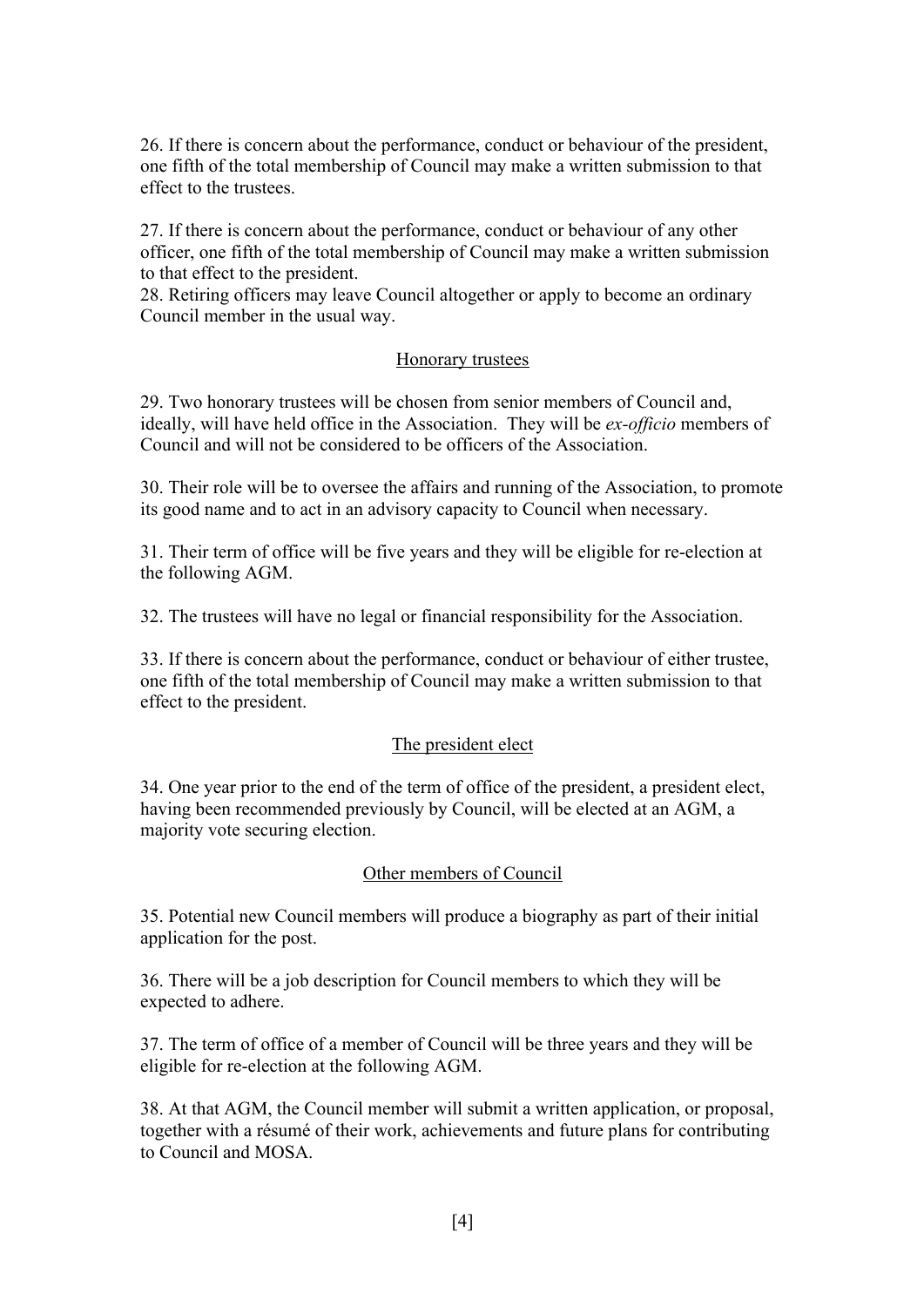26. If there is concern about the performance, conduct or behaviour of the president, one fifth of the total membership of Council may make a written submission to that effect to the trustees.

27. If there is concern about the performance, conduct or behaviour of any other officer, one fifth of the total membership of Council may make a written submission to that effect to the president.

28. Retiring officers may leave Council altogether or apply to become an ordinary Council member in the usual way.

## Honorary trustees

29. Two honorary trustees will be chosen from senior members of Council and, ideally, will have held office in the Association. They will be *ex-officio* members of Council and will not be considered to be officers of the Association.

30. Their role will be to oversee the affairs and running of the Association, to promote its good name and to act in an advisory capacity to Council when necessary.

31. Their term of office will be five years and they will be eligible for re-election at the following AGM.

32. The trustees will have no legal or financial responsibility for the Association.

33. If there is concern about the performance, conduct or behaviour of either trustee, one fifth of the total membership of Council may make a written submission to that effect to the president.

## The president elect

34. One year prior to the end of the term of office of the president, a president elect, having been recommended previously by Council, will be elected at an AGM, a majority vote securing election.

## Other members of Council

35. Potential new Council members will produce a biography as part of their initial application for the post.

36. There will be a job description for Council members to which they will be expected to adhere.

37. The term of office of a member of Council will be three years and they will be eligible for re-election at the following AGM.

38. At that AGM, the Council member will submit a written application, or proposal, together with a résumé of their work, achievements and future plans for contributing to Council and MOSA.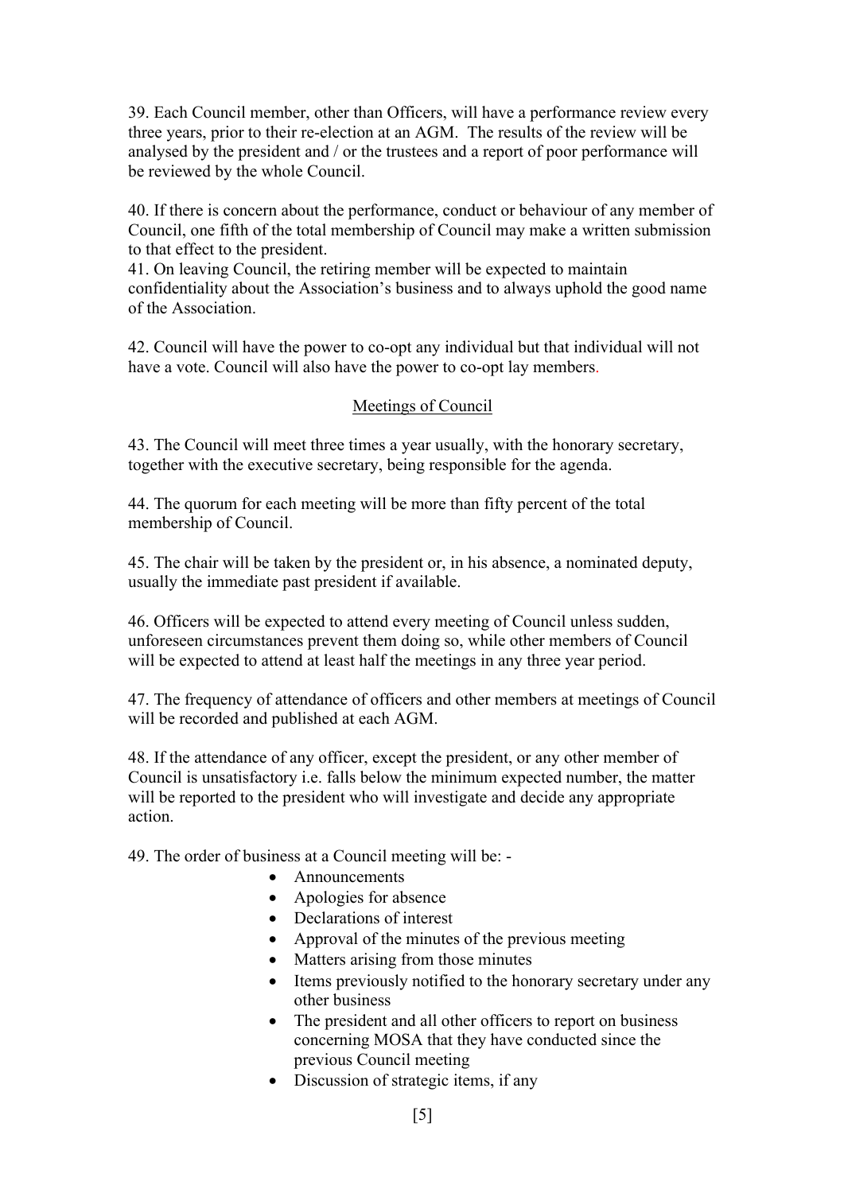39. Each Council member, other than Officers, will have a performance review every three years, prior to their re-election at an AGM. The results of the review will be analysed by the president and / or the trustees and a report of poor performance will be reviewed by the whole Council.

40. If there is concern about the performance, conduct or behaviour of any member of Council, one fifth of the total membership of Council may make a written submission to that effect to the president.

41. On leaving Council, the retiring member will be expected to maintain confidentiality about the Association's business and to always uphold the good name of the Association.

42. Council will have the power to co-opt any individual but that individual will not have a vote. Council will also have the power to co-opt lay members.

## Meetings of Council

43. The Council will meet three times a year usually, with the honorary secretary, together with the executive secretary, being responsible for the agenda.

44. The quorum for each meeting will be more than fifty percent of the total membership of Council.

45. The chair will be taken by the president or, in his absence, a nominated deputy, usually the immediate past president if available.

46. Officers will be expected to attend every meeting of Council unless sudden, unforeseen circumstances prevent them doing so, while other members of Council will be expected to attend at least half the meetings in any three year period.

47. The frequency of attendance of officers and other members at meetings of Council will be recorded and published at each AGM.

48. If the attendance of any officer, except the president, or any other member of Council is unsatisfactory i.e. falls below the minimum expected number, the matter will be reported to the president who will investigate and decide any appropriate action.

49. The order of business at a Council meeting will be: -

- Announcements
- Apologies for absence
- Declarations of interest
- Approval of the minutes of the previous meeting
- Matters arising from those minutes
- Items previously notified to the honorary secretary under any other business
- The president and all other officers to report on business concerning MOSA that they have conducted since the previous Council meeting
- Discussion of strategic items, if any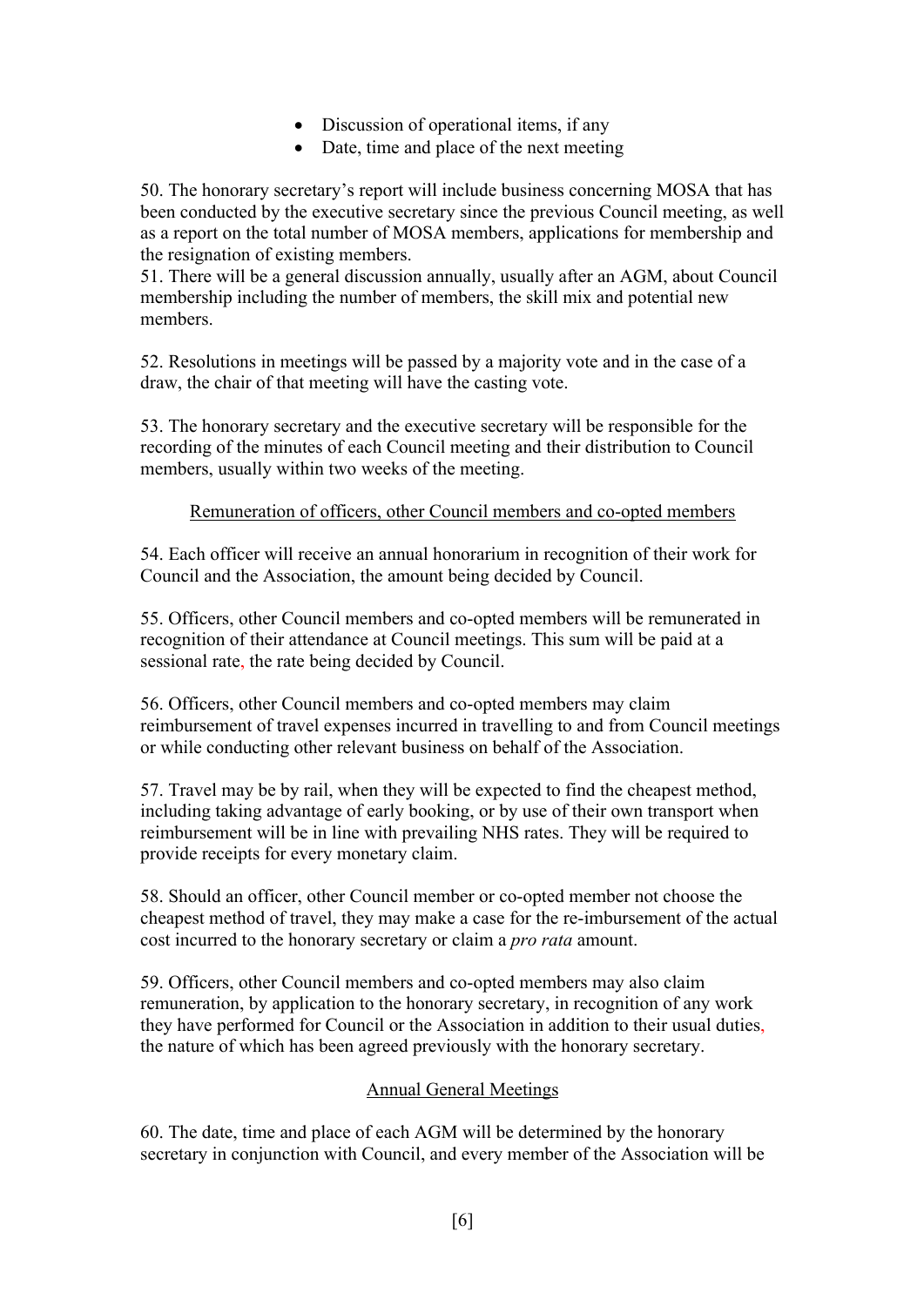- Discussion of operational items, if any
- Date, time and place of the next meeting

50. The honorary secretary's report will include business concerning MOSA that has been conducted by the executive secretary since the previous Council meeting, as well as a report on the total number of MOSA members, applications for membership and the resignation of existing members.

51. There will be a general discussion annually, usually after an AGM, about Council membership including the number of members, the skill mix and potential new members.

52. Resolutions in meetings will be passed by a majority vote and in the case of a draw, the chair of that meeting will have the casting vote.

53. The honorary secretary and the executive secretary will be responsible for the recording of the minutes of each Council meeting and their distribution to Council members, usually within two weeks of the meeting.

## Remuneration of officers, other Council members and co-opted members

54. Each officer will receive an annual honorarium in recognition of their work for Council and the Association, the amount being decided by Council.

55. Officers, other Council members and co-opted members will be remunerated in recognition of their attendance at Council meetings. This sum will be paid at a sessional rate, the rate being decided by Council.

56. Officers, other Council members and co-opted members may claim reimbursement of travel expenses incurred in travelling to and from Council meetings or while conducting other relevant business on behalf of the Association.

57. Travel may be by rail, when they will be expected to find the cheapest method, including taking advantage of early booking, or by use of their own transport when reimbursement will be in line with prevailing NHS rates. They will be required to provide receipts for every monetary claim.

58. Should an officer, other Council member or co-opted member not choose the cheapest method of travel, they may make a case for the re-imbursement of the actual cost incurred to the honorary secretary or claim a *pro rata* amount.

59. Officers, other Council members and co-opted members may also claim remuneration, by application to the honorary secretary, in recognition of any work they have performed for Council or the Association in addition to their usual duties, the nature of which has been agreed previously with the honorary secretary.

## Annual General Meetings

60. The date, time and place of each AGM will be determined by the honorary secretary in conjunction with Council, and every member of the Association will be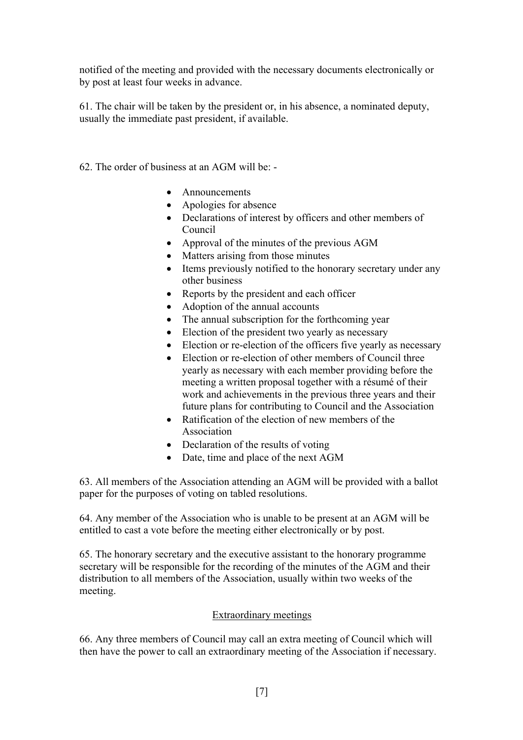notified of the meeting and provided with the necessary documents electronically or by post at least four weeks in advance.

61. The chair will be taken by the president or, in his absence, a nominated deputy, usually the immediate past president, if available.

62. The order of business at an AGM will be: -

- Announcements
- Apologies for absence
- Declarations of interest by officers and other members of Council
- Approval of the minutes of the previous AGM
- Matters arising from those minutes
- Items previously notified to the honorary secretary under any other business
- Reports by the president and each officer
- Adoption of the annual accounts
- The annual subscription for the forthcoming year
- Election of the president two yearly as necessary
- Election or re-election of the officers five yearly as necessary
- Election or re-election of other members of Council three yearly as necessary with each member providing before the meeting a written proposal together with a résumé of their work and achievements in the previous three years and their future plans for contributing to Council and the Association
- Ratification of the election of new members of the Association
- Declaration of the results of voting
- Date, time and place of the next AGM

63. All members of the Association attending an AGM will be provided with a ballot paper for the purposes of voting on tabled resolutions.

64. Any member of the Association who is unable to be present at an AGM will be entitled to cast a vote before the meeting either electronically or by post.

65. The honorary secretary and the executive assistant to the honorary programme secretary will be responsible for the recording of the minutes of the AGM and their distribution to all members of the Association, usually within two weeks of the meeting.

## Extraordinary meetings

66. Any three members of Council may call an extra meeting of Council which will then have the power to call an extraordinary meeting of the Association if necessary.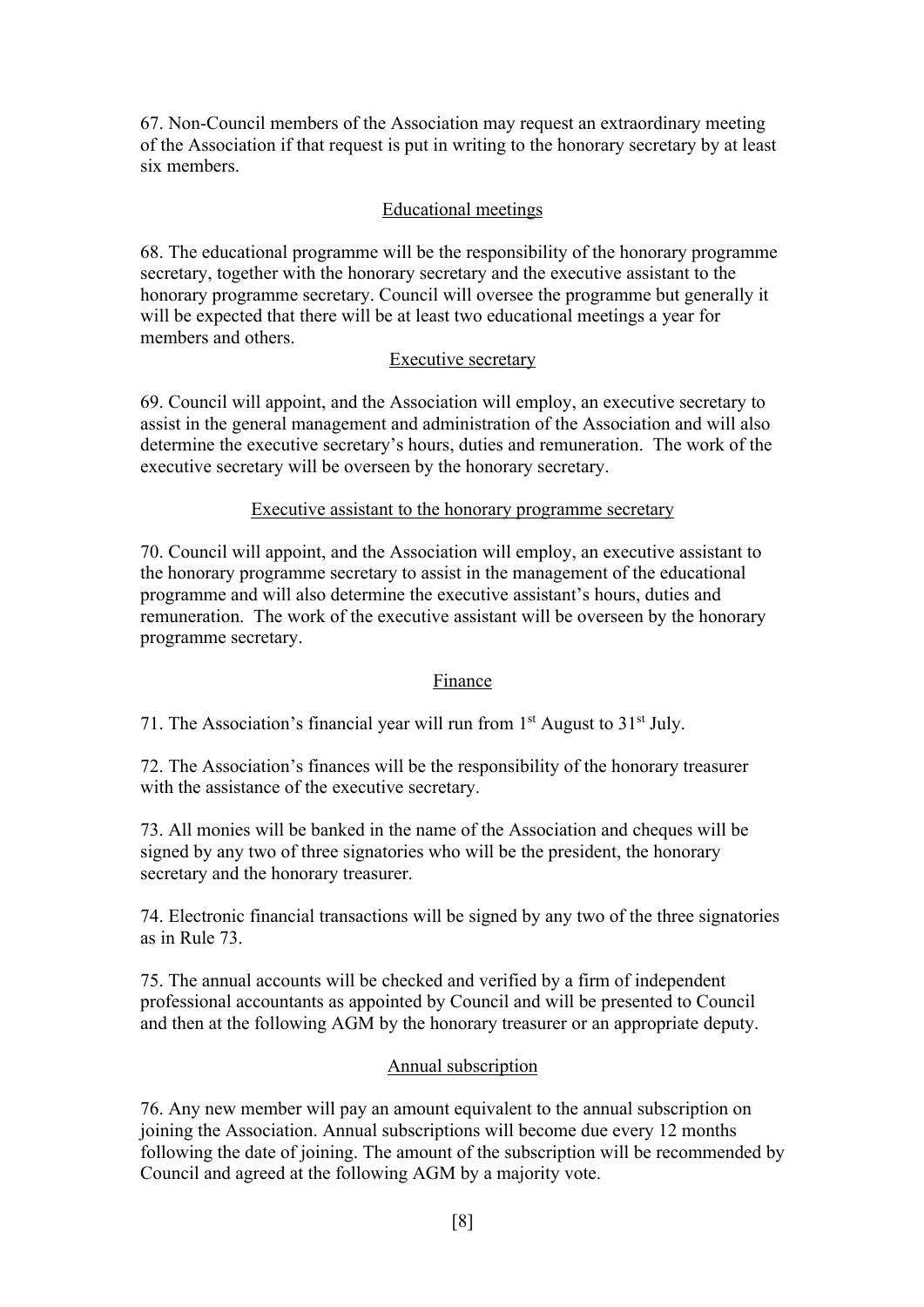67. Non-Council members of the Association may request an extraordinary meeting of the Association if that request is put in writing to the honorary secretary by at least six members.

## Educational meetings

68. The educational programme will be the responsibility of the honorary programme secretary, together with the honorary secretary and the executive assistant to the honorary programme secretary. Council will oversee the programme but generally it will be expected that there will be at least two educational meetings a year for members and others.

## Executive secretary

69. Council will appoint, and the Association will employ, an executive secretary to assist in the general management and administration of the Association and will also determine the executive secretary's hours, duties and remuneration. The work of the executive secretary will be overseen by the honorary secretary.

## Executive assistant to the honorary programme secretary

70. Council will appoint, and the Association will employ, an executive assistant to the honorary programme secretary to assist in the management of the educational programme and will also determine the executive assistant's hours, duties and remuneration. The work of the executive assistant will be overseen by the honorary programme secretary.

## Finance

71. The Association's financial year will run from 1st August to 31st July.

72. The Association's finances will be the responsibility of the honorary treasurer with the assistance of the executive secretary.

73. All monies will be banked in the name of the Association and cheques will be signed by any two of three signatories who will be the president, the honorary secretary and the honorary treasurer.

74. Electronic financial transactions will be signed by any two of the three signatories as in Rule 73.

75. The annual accounts will be checked and verified by a firm of independent professional accountants as appointed by Council and will be presented to Council and then at the following AGM by the honorary treasurer or an appropriate deputy.

## Annual subscription

76. Any new member will pay an amount equivalent to the annual subscription on joining the Association. Annual subscriptions will become due every 12 months following the date of joining. The amount of the subscription will be recommended by Council and agreed at the following AGM by a majority vote.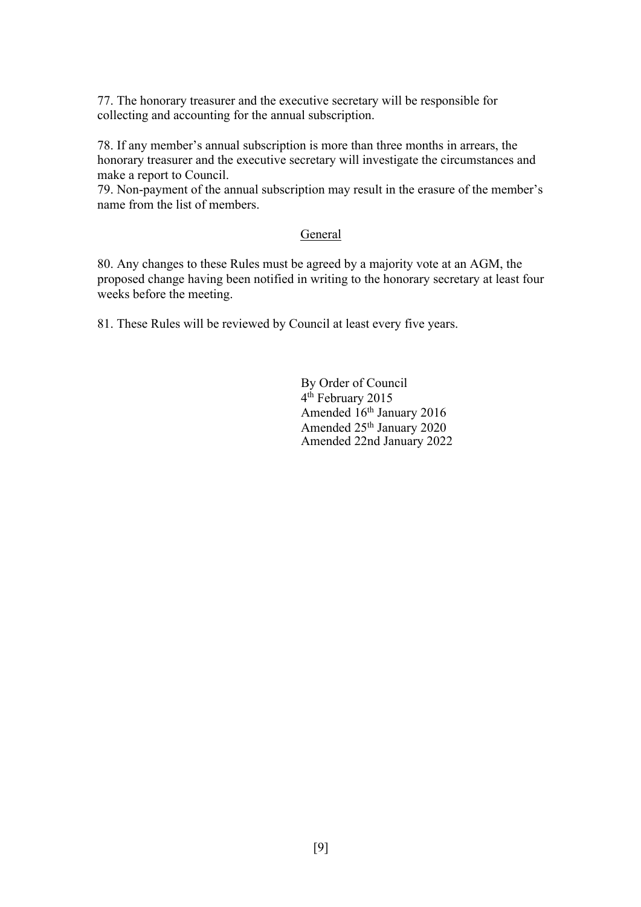77. The honorary treasurer and the executive secretary will be responsible for collecting and accounting for the annual subscription.

78. If any member's annual subscription is more than three months in arrears, the honorary treasurer and the executive secretary will investigate the circumstances and make a report to Council.

79. Non-payment of the annual subscription may result in the erasure of the member's name from the list of members.

## General

80. Any changes to these Rules must be agreed by a majority vote at an AGM, the proposed change having been notified in writing to the honorary secretary at least four weeks before the meeting.

81. These Rules will be reviewed by Council at least every five years.

By Order of Council
4th February 2015
Amended 16th January 2016
Amended 25th January 2020
Amended 22nd January 2022